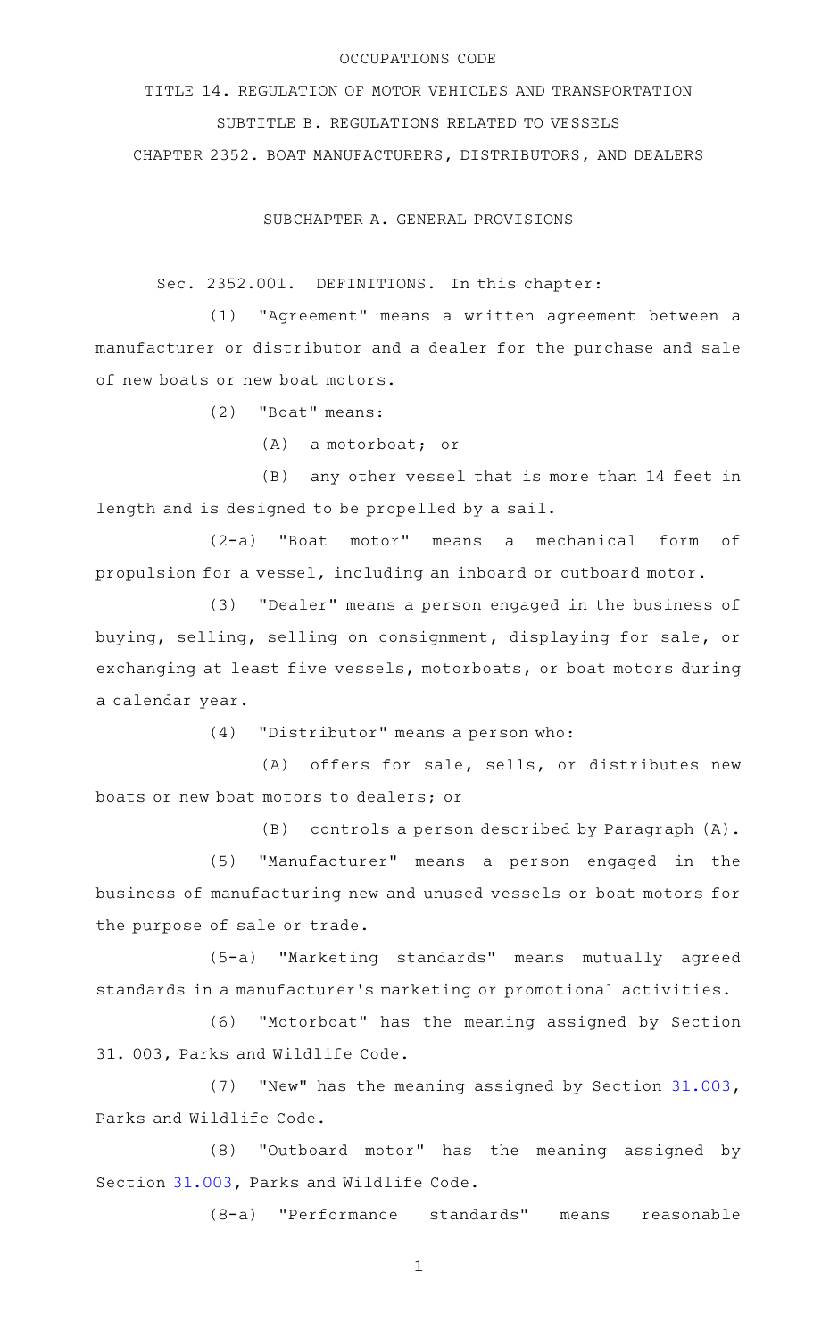OCCUPATIONS CODE

TITLE 14. REGULATION OF MOTOR VEHICLES AND TRANSPORTATION

SUBTITLE B. REGULATIONS RELATED TO VESSELS

CHAPTER 2352. BOAT MANUFACTURERS, DISTRIBUTORS, AND DEALERS

SUBCHAPTER A. GENERAL PROVISIONS

Sec. 2352.001. DEFINITIONS. In this chapter:

(1) "Agreement" means a written agreement between a manufacturer or distributor and a dealer for the purchase and sale of new boats or new boat motors.

(2) "Boat" means:

(A) a motorboat; or

(B) any other vessel that is more than 14 feet in length and is designed to be propelled by a sail.

(2-a) "Boat motor" means a mechanical form of propulsion for a vessel, including an inboard or outboard motor.

(3) "Dealer" means a person engaged in the business of buying, selling, selling on consignment, displaying for sale, or exchanging at least five vessels, motorboats, or boat motors during a calendar year.

(4) "Distributor" means a person who:

(A) offers for sale, sells, or distributes new boats or new boat motors to dealers; or

(B) controls a person described by Paragraph (A).

(5) "Manufacturer" means a person engaged in the business of manufacturing new and unused vessels or boat motors for the purpose of sale or trade.

(5-a) "Marketing standards" means mutually agreed standards in a manufacturer's marketing or promotional activities.

(6) "Motorboat" has the meaning assigned by Section 31. 003, Parks and Wildlife Code.

(7) "New" has the meaning assigned by Section 31.003, Parks and Wildlife Code.

(8) "Outboard motor" has the meaning assigned by Section 31.003, Parks and Wildlife Code.

(8-a) "Performance standards" means reasonable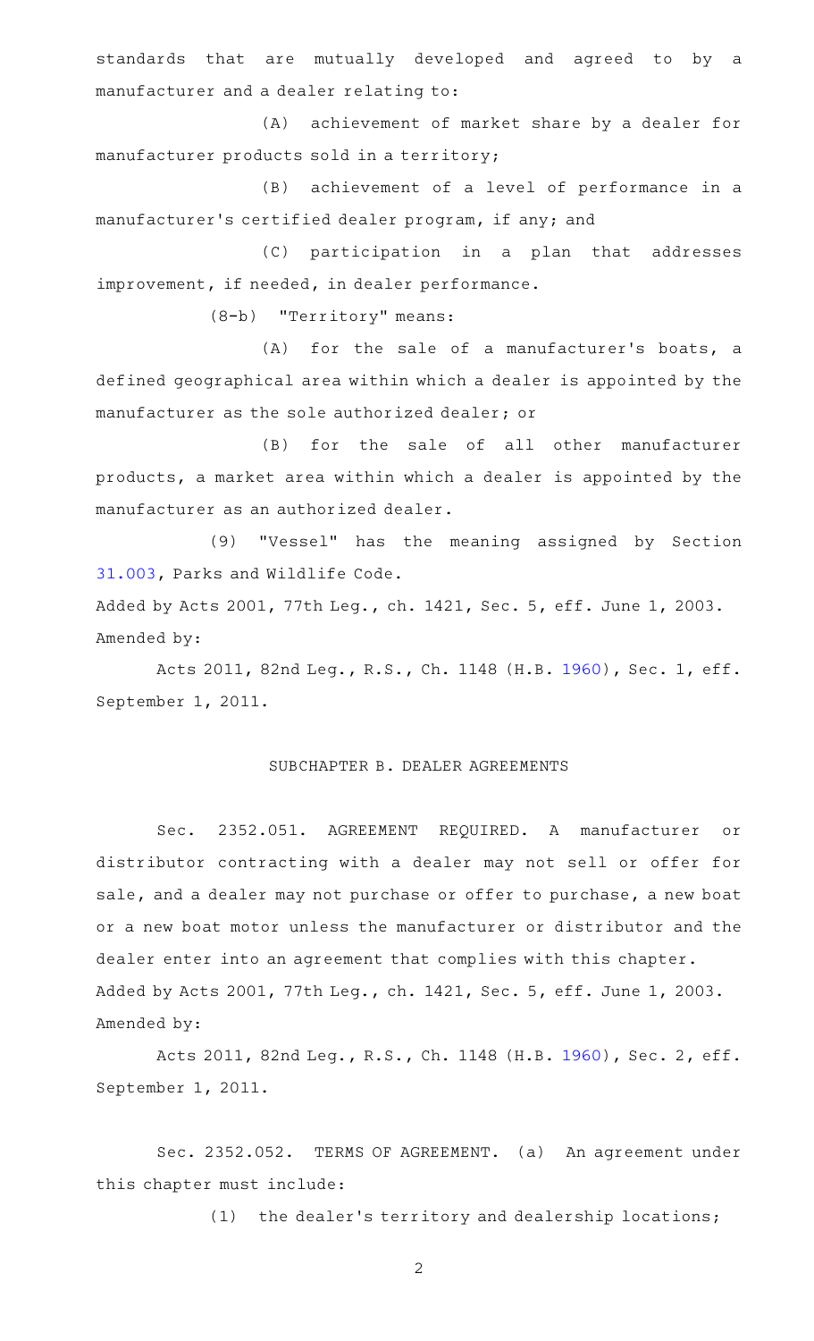standards that are mutually developed and agreed to by a manufacturer and a dealer relating to:

(A) achievement of market share by a dealer for manufacturer products sold in a territory;

(B) achievement of a level of performance in a manufacturer's certified dealer program, if any; and

(C) participation in a plan that addresses improvement, if needed, in dealer performance.

(8-b) "Territory" means:

(A) for the sale of a manufacturer's boats, a defined geographical area within which a dealer is appointed by the manufacturer as the sole authorized dealer; or

(B) for the sale of all other manufacturer products, a market area within which a dealer is appointed by the manufacturer as an authorized dealer.

(9) "Vessel" has the meaning assigned by Section 31.003, Parks and Wildlife Code.

Added by Acts 2001, 77th Leg., ch. 1421, Sec. 5, eff. June 1, 2003.
Amended by:

Acts 2011, 82nd Leg., R.S., Ch. 1148 (H.B. 1960), Sec. 1, eff. September 1, 2011.

## SUBCHAPTER B. DEALER AGREEMENTS

Sec. 2352.051. AGREEMENT REQUIRED. A manufacturer or distributor contracting with a dealer may not sell or offer for sale, and a dealer may not purchase or offer to purchase, a new boat or a new boat motor unless the manufacturer or distributor and the dealer enter into an agreement that complies with this chapter.

Added by Acts 2001, 77th Leg., ch. 1421, Sec. 5, eff. June 1, 2003.
Amended by:

Acts 2011, 82nd Leg., R.S., Ch. 1148 (H.B. 1960), Sec. 2, eff. September 1, 2011.

Sec. 2352.052. TERMS OF AGREEMENT. (a) An agreement under this chapter must include:

(1) the dealer's territory and dealership locations;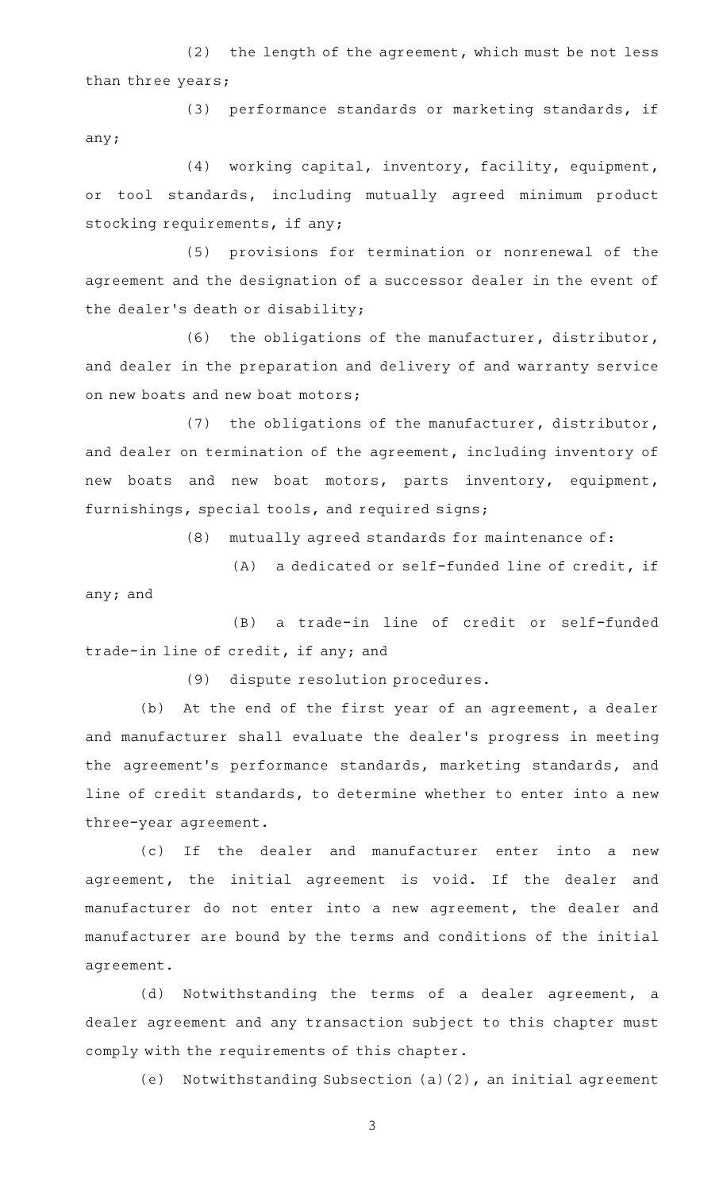(2) the length of the agreement, which must be not less than three years;

(3) performance standards or marketing standards, if any;

(4) working capital, inventory, facility, equipment, or tool standards, including mutually agreed minimum product stocking requirements, if any;

(5) provisions for termination or nonrenewal of the agreement and the designation of a successor dealer in the event of the dealer's death or disability;

(6) the obligations of the manufacturer, distributor, and dealer in the preparation and delivery of and warranty service on new boats and new boat motors;

(7) the obligations of the manufacturer, distributor, and dealer on termination of the agreement, including inventory of new boats and new boat motors, parts inventory, equipment, furnishings, special tools, and required signs;

(8) mutually agreed standards for maintenance of:

(A) a dedicated or self-funded line of credit, if any; and

(B) a trade-in line of credit or self-funded trade-in line of credit, if any; and

(9) dispute resolution procedures.

(b) At the end of the first year of an agreement, a dealer and manufacturer shall evaluate the dealer's progress in meeting the agreement's performance standards, marketing standards, and line of credit standards, to determine whether to enter into a new three-year agreement.

(c) If the dealer and manufacturer enter into a new agreement, the initial agreement is void. If the dealer and manufacturer do not enter into a new agreement, the dealer and manufacturer are bound by the terms and conditions of the initial agreement.

(d) Notwithstanding the terms of a dealer agreement, a dealer agreement and any transaction subject to this chapter must comply with the requirements of this chapter.

(e) Notwithstanding Subsection (a)(2), an initial agreement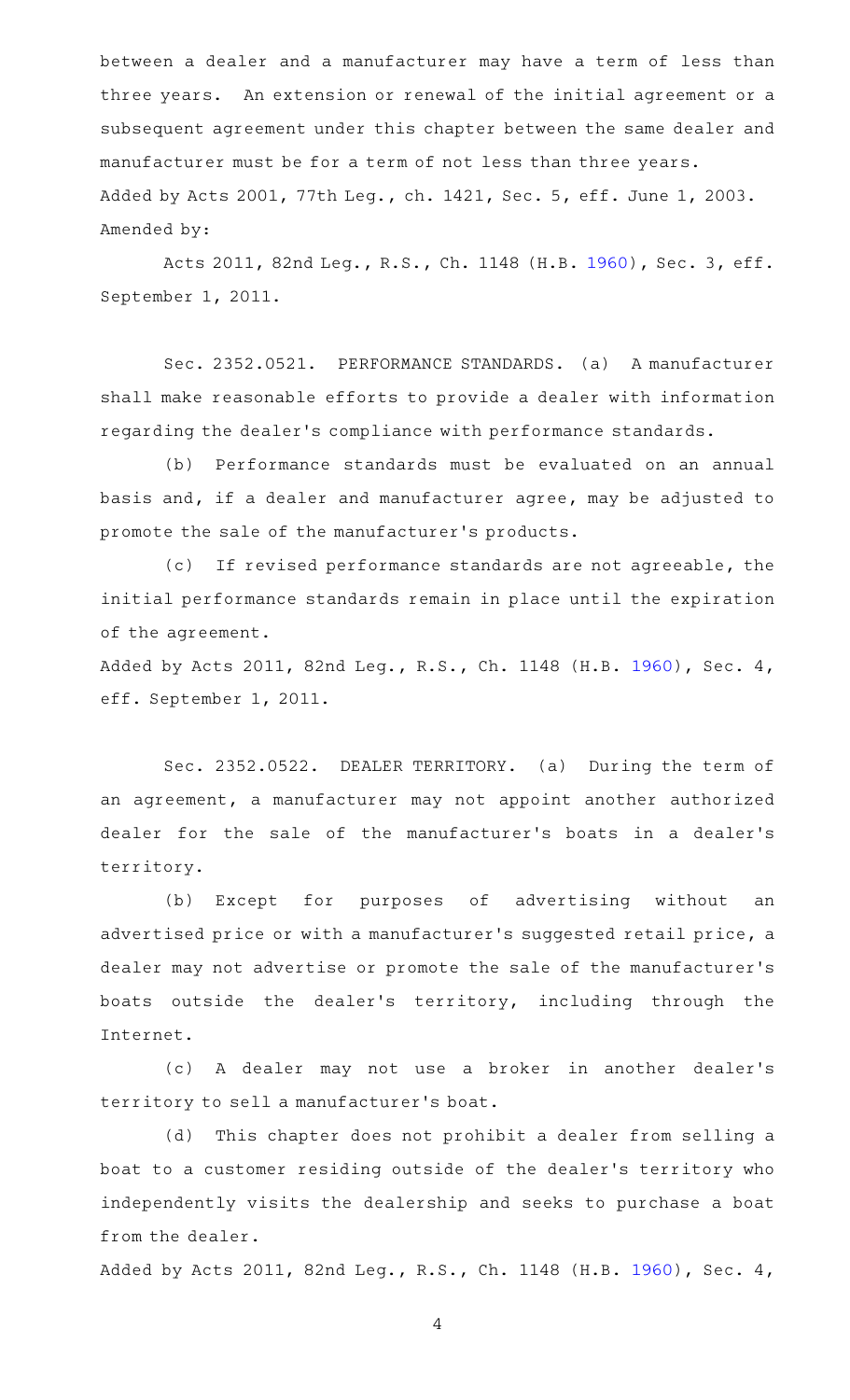between a dealer and a manufacturer may have a term of less than three years. An extension or renewal of the initial agreement or a subsequent agreement under this chapter between the same dealer and manufacturer must be for a term of not less than three years.

Added by Acts 2001, 77th Leg., ch. 1421, Sec. 5, eff. June 1, 2003.
Amended by:

Acts 2011, 82nd Leg., R.S., Ch. 1148 (H.B. 1960), Sec. 3, eff. September 1, 2011.

Sec. 2352.0521. PERFORMANCE STANDARDS. (a) A manufacturer shall make reasonable efforts to provide a dealer with information regarding the dealer's compliance with performance standards.

(b) Performance standards must be evaluated on an annual basis and, if a dealer and manufacturer agree, may be adjusted to promote the sale of the manufacturer's products.

(c) If revised performance standards are not agreeable, the initial performance standards remain in place until the expiration of the agreement.

Added by Acts 2011, 82nd Leg., R.S., Ch. 1148 (H.B. 1960), Sec. 4, eff. September 1, 2011.

Sec. 2352.0522. DEALER TERRITORY. (a) During the term of an agreement, a manufacturer may not appoint another authorized dealer for the sale of the manufacturer's boats in a dealer's territory.

(b) Except for purposes of advertising without an advertised price or with a manufacturer's suggested retail price, a dealer may not advertise or promote the sale of the manufacturer's boats outside the dealer's territory, including through the Internet.

(c) A dealer may not use a broker in another dealer's territory to sell a manufacturer's boat.

(d) This chapter does not prohibit a dealer from selling a boat to a customer residing outside of the dealer's territory who independently visits the dealership and seeks to purchase a boat from the dealer.

Added by Acts 2011, 82nd Leg., R.S., Ch. 1148 (H.B. 1960), Sec. 4,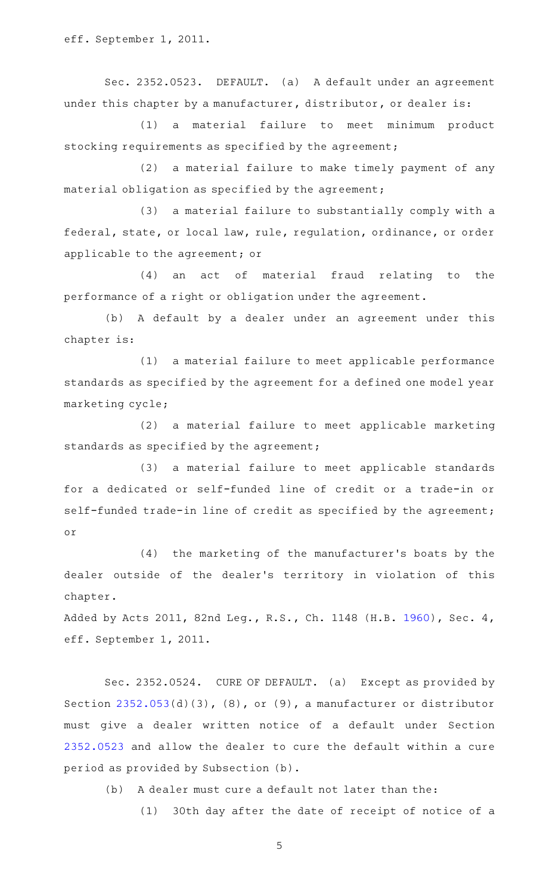eff. September 1, 2011.

Sec. 2352.0523. DEFAULT. (a) A default under an agreement under this chapter by a manufacturer, distributor, or dealer is:

(1) a material failure to meet minimum product stocking requirements as specified by the agreement;

(2) a material failure to make timely payment of any material obligation as specified by the agreement;

(3) a material failure to substantially comply with a federal, state, or local law, rule, regulation, ordinance, or order applicable to the agreement; or

(4) an act of material fraud relating to the performance of a right or obligation under the agreement.

(b) A default by a dealer under an agreement under this chapter is:

(1) a material failure to meet applicable performance standards as specified by the agreement for a defined one model year marketing cycle;

(2) a material failure to meet applicable marketing standards as specified by the agreement;

(3) a material failure to meet applicable standards for a dedicated or self-funded line of credit or a trade-in or self-funded trade-in line of credit as specified by the agreement; or

(4) the marketing of the manufacturer's boats by the dealer outside of the dealer's territory in violation of this chapter.

Added by Acts 2011, 82nd Leg., R.S., Ch. 1148 (H.B. 1960), Sec. 4, eff. September 1, 2011.

Sec. 2352.0524. CURE OF DEFAULT. (a) Except as provided by Section 2352.053(d)(3), (8), or (9), a manufacturer or distributor must give a dealer written notice of a default under Section 2352.0523 and allow the dealer to cure the default within a cure period as provided by Subsection (b).

(b) A dealer must cure a default not later than the:

(1) 30th day after the date of receipt of notice of a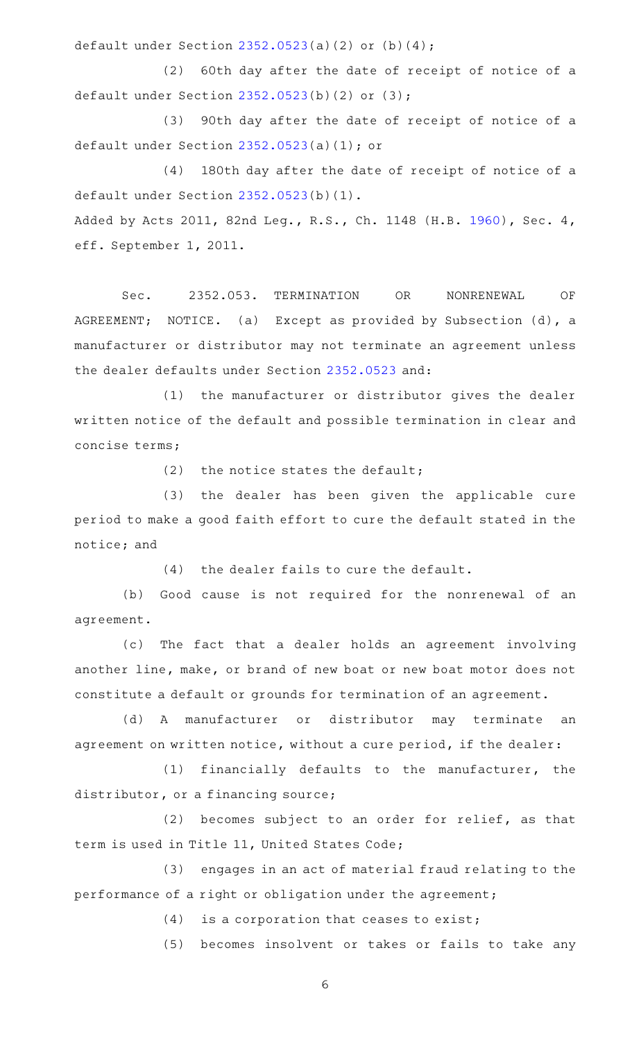default under Section 2352.0523(a)(2) or (b)(4);

(2) 60th day after the date of receipt of notice of a default under Section 2352.0523(b)(2) or (3);

(3) 90th day after the date of receipt of notice of a default under Section 2352.0523(a)(1); or

(4) 180th day after the date of receipt of notice of a default under Section 2352.0523(b)(1).

Added by Acts 2011, 82nd Leg., R.S., Ch. 1148 (H.B. 1960), Sec. 4, eff. September 1, 2011.

Sec. 2352.053. TERMINATION OR NONRENEWAL OF AGREEMENT; NOTICE. (a) Except as provided by Subsection (d), a manufacturer or distributor may not terminate an agreement unless the dealer defaults under Section 2352.0523 and:

(1) the manufacturer or distributor gives the dealer written notice of the default and possible termination in clear and concise terms;

(2) the notice states the default;

(3) the dealer has been given the applicable cure period to make a good faith effort to cure the default stated in the notice; and

(4) the dealer fails to cure the default.

(b) Good cause is not required for the nonrenewal of an agreement.

(c) The fact that a dealer holds an agreement involving another line, make, or brand of new boat or new boat motor does not constitute a default or grounds for termination of an agreement.

(d) A manufacturer or distributor may terminate an agreement on written notice, without a cure period, if the dealer:

(1) financially defaults to the manufacturer, the distributor, or a financing source;

(2) becomes subject to an order for relief, as that term is used in Title 11, United States Code;

(3) engages in an act of material fraud relating to the performance of a right or obligation under the agreement;

(4) is a corporation that ceases to exist;

(5) becomes insolvent or takes or fails to take any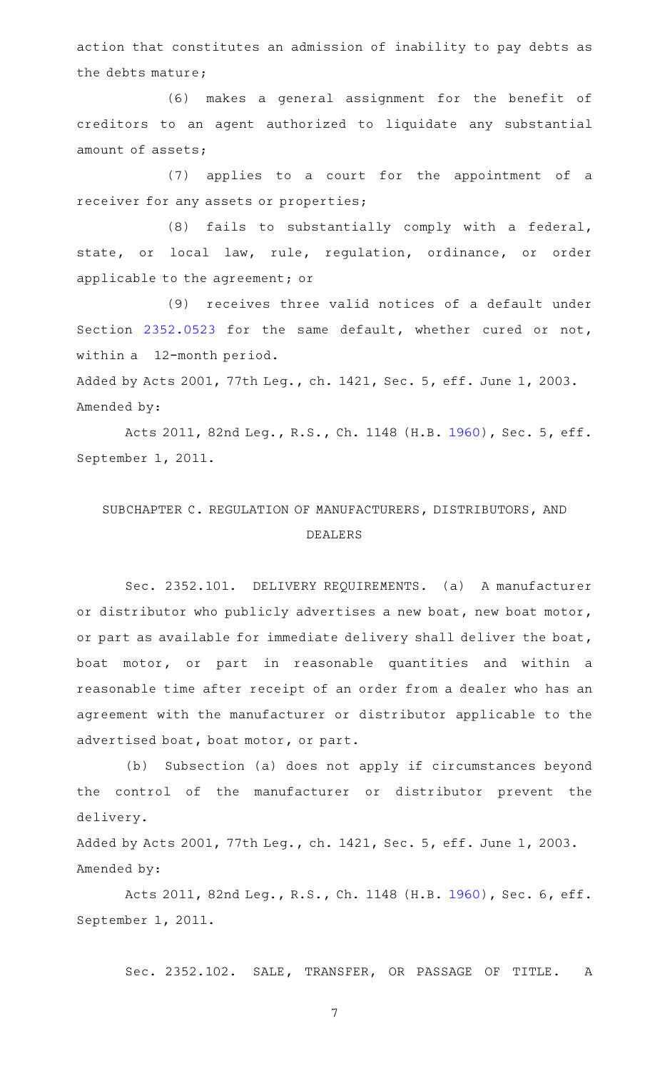action that constitutes an admission of inability to pay debts as the debts mature;

(6) makes a general assignment for the benefit of creditors to an agent authorized to liquidate any substantial amount of assets;

(7) applies to a court for the appointment of a receiver for any assets or properties;

(8) fails to substantially comply with a federal, state, or local law, rule, regulation, ordinance, or order applicable to the agreement; or

(9) receives three valid notices of a default under Section 2352.0523 for the same default, whether cured or not, within a 12-month period.

Added by Acts 2001, 77th Leg., ch. 1421, Sec. 5, eff. June 1, 2003.
Amended by:

Acts 2011, 82nd Leg., R.S., Ch. 1148 (H.B. 1960), Sec. 5, eff. September 1, 2011.

## SUBCHAPTER C. REGULATION OF MANUFACTURERS, DISTRIBUTORS, AND DEALERS

Sec. 2352.101. DELIVERY REQUIREMENTS. (a) A manufacturer or distributor who publicly advertises a new boat, new boat motor, or part as available for immediate delivery shall deliver the boat, boat motor, or part in reasonable quantities and within a reasonable time after receipt of an order from a dealer who has an agreement with the manufacturer or distributor applicable to the advertised boat, boat motor, or part.

(b) Subsection (a) does not apply if circumstances beyond the control of the manufacturer or distributor prevent the delivery.

Added by Acts 2001, 77th Leg., ch. 1421, Sec. 5, eff. June 1, 2003.
Amended by:

Acts 2011, 82nd Leg., R.S., Ch. 1148 (H.B. 1960), Sec. 6, eff. September 1, 2011.

Sec. 2352.102. SALE, TRANSFER, OR PASSAGE OF TITLE. A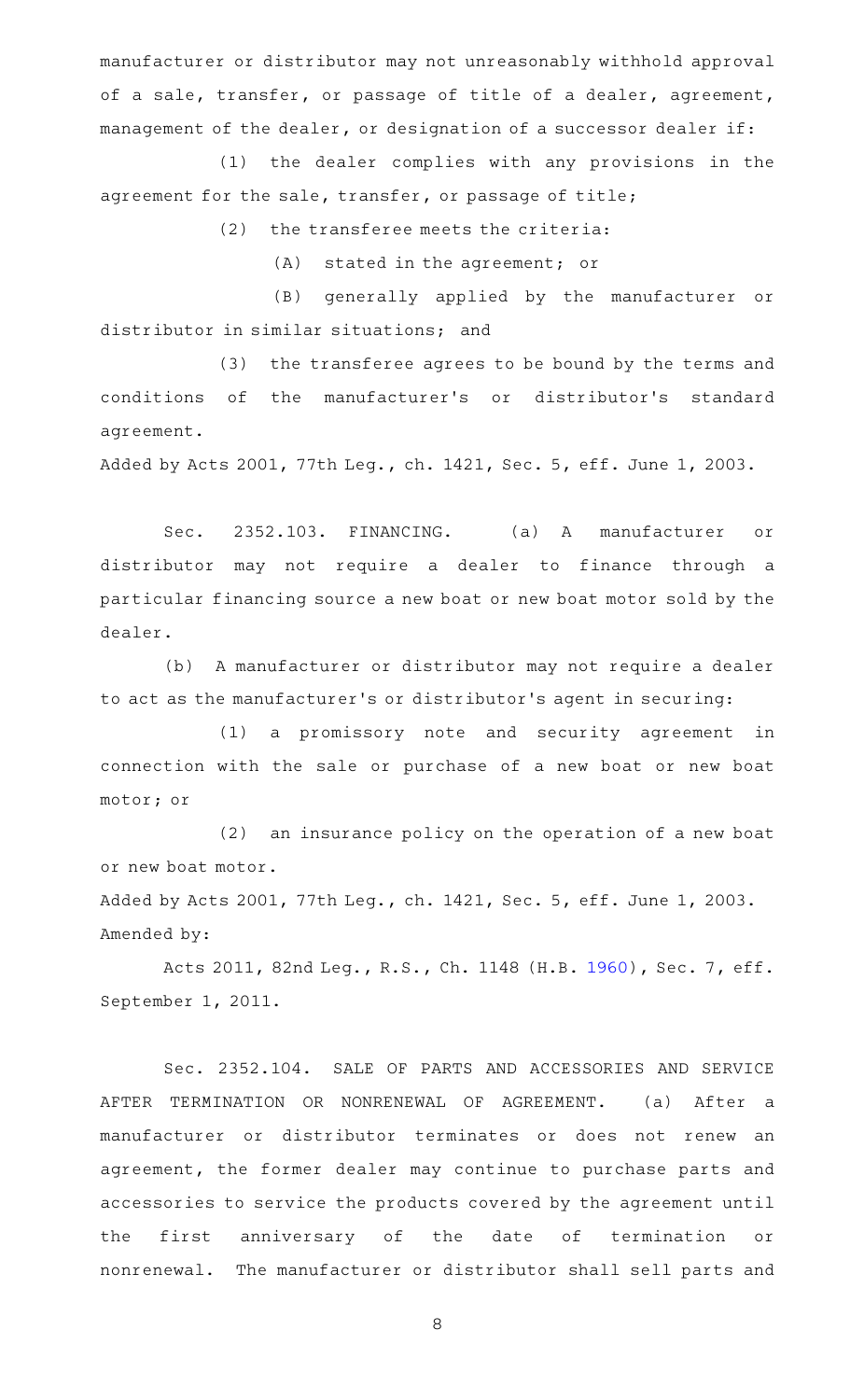manufacturer or distributor may not unreasonably withhold approval of a sale, transfer, or passage of title of a dealer, agreement, management of the dealer, or designation of a successor dealer if:

(1) the dealer complies with any provisions in the agreement for the sale, transfer, or passage of title;

(2) the transferee meets the criteria:

(A) stated in the agreement; or

(B) generally applied by the manufacturer or distributor in similar situations; and

(3) the transferee agrees to be bound by the terms and conditions of the manufacturer's or distributor's standard agreement.

Added by Acts 2001, 77th Leg., ch. 1421, Sec. 5, eff. June 1, 2003.

Sec. 2352.103. FINANCING. (a) A manufacturer or distributor may not require a dealer to finance through a particular financing source a new boat or new boat motor sold by the dealer.

(b) A manufacturer or distributor may not require a dealer to act as the manufacturer's or distributor's agent in securing:

(1) a promissory note and security agreement in connection with the sale or purchase of a new boat or new boat motor; or

(2) an insurance policy on the operation of a new boat or new boat motor.

Added by Acts 2001, 77th Leg., ch. 1421, Sec. 5, eff. June 1, 2003.
Amended by:

Acts 2011, 82nd Leg., R.S., Ch. 1148 (H.B. 1960), Sec. 7, eff. September 1, 2011.

Sec. 2352.104. SALE OF PARTS AND ACCESSORIES AND SERVICE AFTER TERMINATION OR NONRENEWAL OF AGREEMENT. (a) After a manufacturer or distributor terminates or does not renew an agreement, the former dealer may continue to purchase parts and accessories to service the products covered by the agreement until the first anniversary of the date of termination or nonrenewal. The manufacturer or distributor shall sell parts and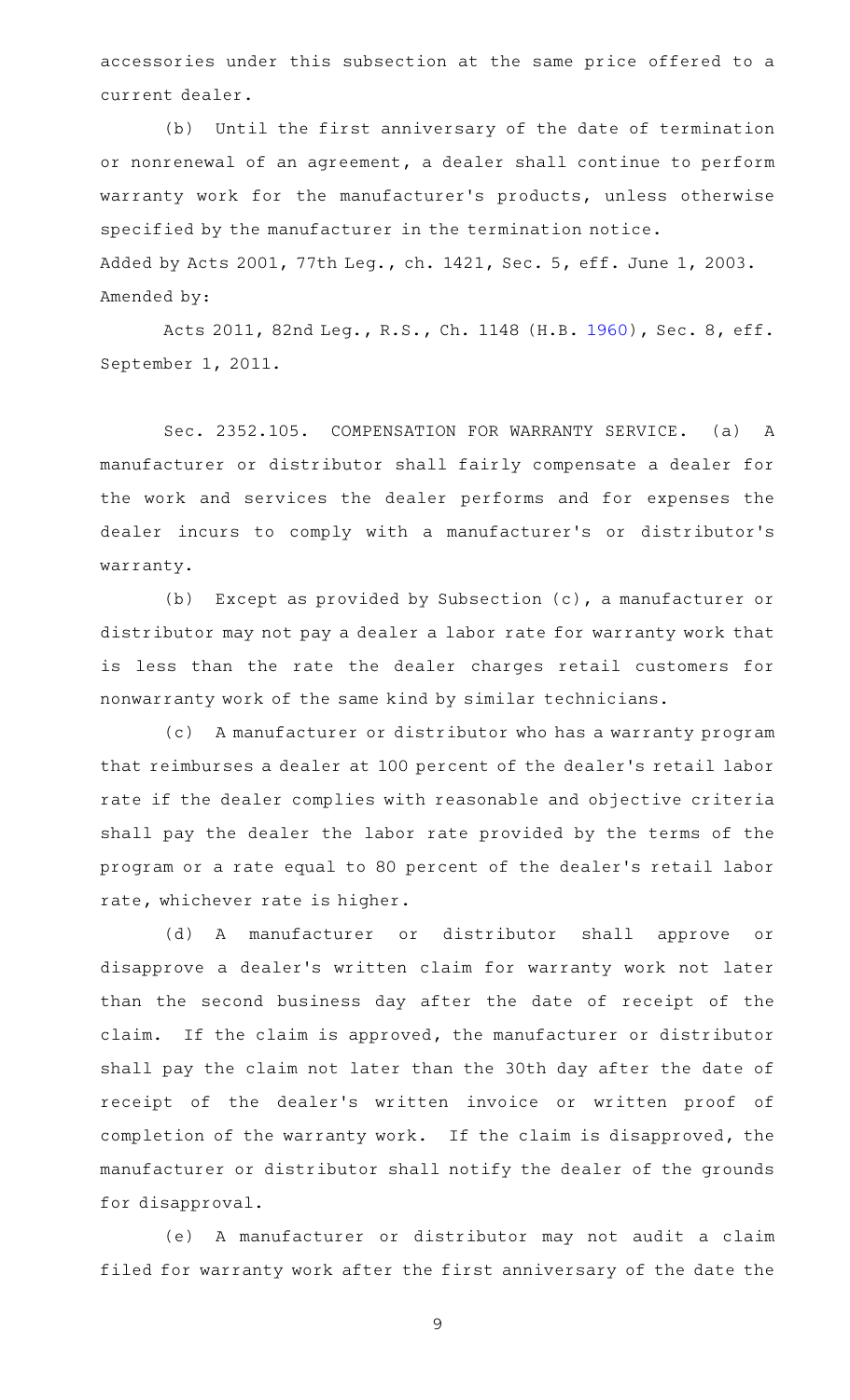accessories under this subsection at the same price offered to a current dealer.

(b) Until the first anniversary of the date of termination or nonrenewal of an agreement, a dealer shall continue to perform warranty work for the manufacturer's products, unless otherwise specified by the manufacturer in the termination notice.

Added by Acts 2001, 77th Leg., ch. 1421, Sec. 5, eff. June 1, 2003.

Amended by:

Acts 2011, 82nd Leg., R.S., Ch. 1148 (H.B. 1960), Sec. 8, eff. September 1, 2011.

Sec. 2352.105. COMPENSATION FOR WARRANTY SERVICE. (a) A manufacturer or distributor shall fairly compensate a dealer for the work and services the dealer performs and for expenses the dealer incurs to comply with a manufacturer's or distributor's warranty.

(b) Except as provided by Subsection (c), a manufacturer or distributor may not pay a dealer a labor rate for warranty work that is less than the rate the dealer charges retail customers for nonwarranty work of the same kind by similar technicians.

(c) A manufacturer or distributor who has a warranty program that reimburses a dealer at 100 percent of the dealer's retail labor rate if the dealer complies with reasonable and objective criteria shall pay the dealer the labor rate provided by the terms of the program or a rate equal to 80 percent of the dealer's retail labor rate, whichever rate is higher.

(d) A manufacturer or distributor shall approve or disapprove a dealer's written claim for warranty work not later than the second business day after the date of receipt of the claim. If the claim is approved, the manufacturer or distributor shall pay the claim not later than the 30th day after the date of receipt of the dealer's written invoice or written proof of completion of the warranty work. If the claim is disapproved, the manufacturer or distributor shall notify the dealer of the grounds for disapproval.

(e) A manufacturer or distributor may not audit a claim filed for warranty work after the first anniversary of the date the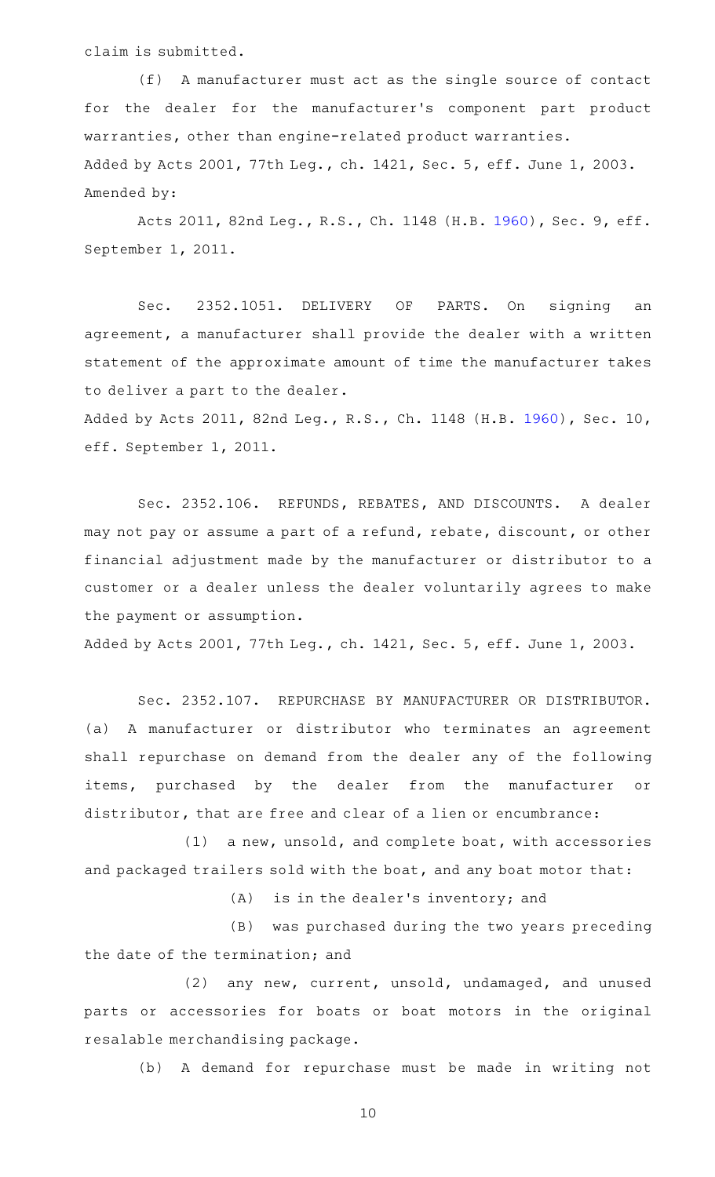claim is submitted.

(f) A manufacturer must act as the single source of contact for the dealer for the manufacturer's component part product warranties, other than engine-related product warranties.

Added by Acts 2001, 77th Leg., ch. 1421, Sec. 5, eff. June 1, 2003.
Amended by:

Acts 2011, 82nd Leg., R.S., Ch. 1148 (H.B. 1960), Sec. 9, eff. September 1, 2011.

Sec. 2352.1051. DELIVERY OF PARTS. On signing an agreement, a manufacturer shall provide the dealer with a written statement of the approximate amount of time the manufacturer takes to deliver a part to the dealer.

Added by Acts 2011, 82nd Leg., R.S., Ch. 1148 (H.B. 1960), Sec. 10, eff. September 1, 2011.

Sec. 2352.106. REFUNDS, REBATES, AND DISCOUNTS. A dealer may not pay or assume a part of a refund, rebate, discount, or other financial adjustment made by the manufacturer or distributor to a customer or a dealer unless the dealer voluntarily agrees to make the payment or assumption.

Added by Acts 2001, 77th Leg., ch. 1421, Sec. 5, eff. June 1, 2003.

Sec. 2352.107. REPURCHASE BY MANUFACTURER OR DISTRIBUTOR. (a) A manufacturer or distributor who terminates an agreement shall repurchase on demand from the dealer any of the following items, purchased by the dealer from the manufacturer or distributor, that are free and clear of a lien or encumbrance:

(1) a new, unsold, and complete boat, with accessories and packaged trailers sold with the boat, and any boat motor that:

(A) is in the dealer's inventory; and

(B) was purchased during the two years preceding the date of the termination; and

(2) any new, current, unsold, undamaged, and unused parts or accessories for boats or boat motors in the original resalable merchandising package.

(b) A demand for repurchase must be made in writing not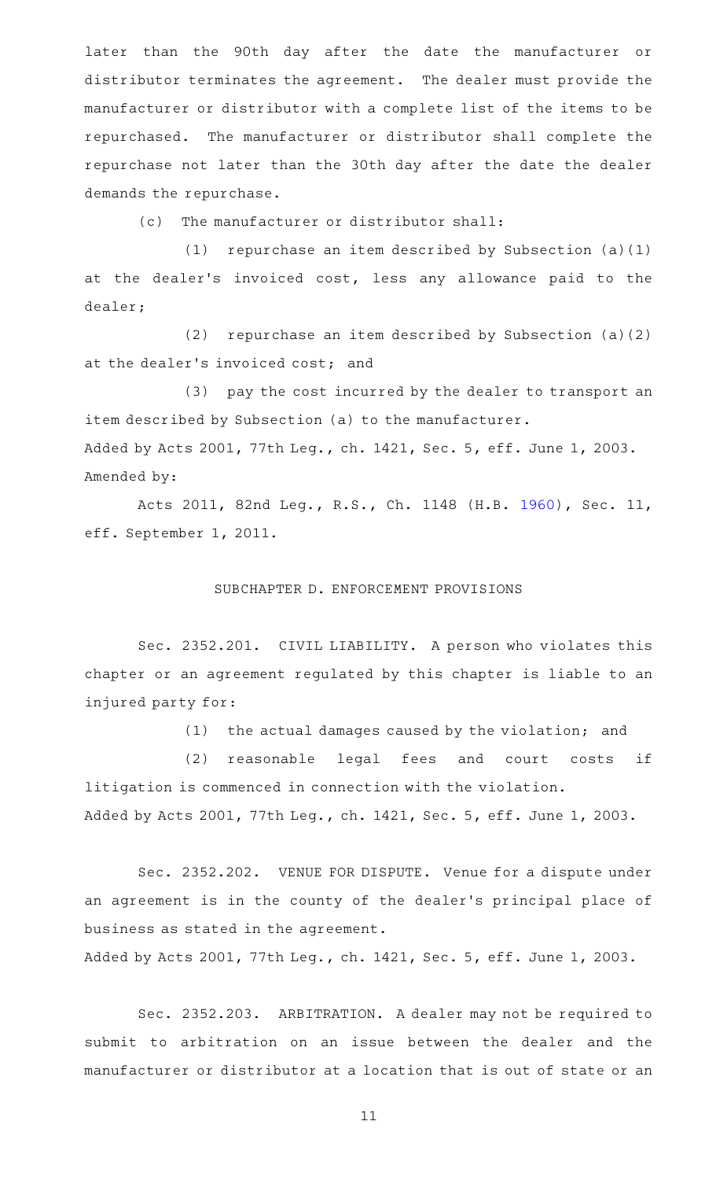later than the 90th day after the date the manufacturer or distributor terminates the agreement. The dealer must provide the manufacturer or distributor with a complete list of the items to be repurchased. The manufacturer or distributor shall complete the repurchase not later than the 30th day after the date the dealer demands the repurchase.

(c) The manufacturer or distributor shall:

(1) repurchase an item described by Subsection (a)(1) at the dealer's invoiced cost, less any allowance paid to the dealer;

(2) repurchase an item described by Subsection (a)(2) at the dealer's invoiced cost; and

(3) pay the cost incurred by the dealer to transport an item described by Subsection (a) to the manufacturer.

Added by Acts 2001, 77th Leg., ch. 1421, Sec. 5, eff. June 1, 2003.
Amended by:

Acts 2011, 82nd Leg., R.S., Ch. 1148 (H.B. 1960), Sec. 11, eff. September 1, 2011.

## SUBCHAPTER D. ENFORCEMENT PROVISIONS

Sec. 2352.201. CIVIL LIABILITY. A person who violates this chapter or an agreement regulated by this chapter is liable to an injured party for:

(1) the actual damages caused by the violation; and

(2) reasonable legal fees and court costs if litigation is commenced in connection with the violation.

Added by Acts 2001, 77th Leg., ch. 1421, Sec. 5, eff. June 1, 2003.

Sec. 2352.202. VENUE FOR DISPUTE. Venue for a dispute under an agreement is in the county of the dealer's principal place of business as stated in the agreement.

Added by Acts 2001, 77th Leg., ch. 1421, Sec. 5, eff. June 1, 2003.

Sec. 2352.203. ARBITRATION. A dealer may not be required to submit to arbitration on an issue between the dealer and the manufacturer or distributor at a location that is out of state or an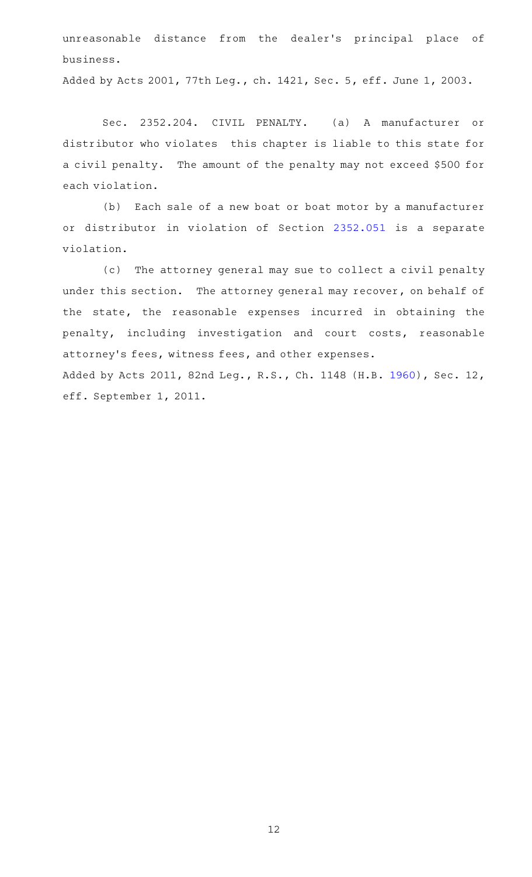unreasonable distance from the dealer's principal place of business.

Added by Acts 2001, 77th Leg., ch. 1421, Sec. 5, eff. June 1, 2003.

Sec. 2352.204. CIVIL PENALTY. (a) A manufacturer or distributor who violates this chapter is liable to this state for a civil penalty. The amount of the penalty may not exceed $500 for each violation.

(b) Each sale of a new boat or boat motor by a manufacturer or distributor in violation of Section 2352.051 is a separate violation.

(c) The attorney general may sue to collect a civil penalty under this section. The attorney general may recover, on behalf of the state, the reasonable expenses incurred in obtaining the penalty, including investigation and court costs, reasonable attorney's fees, witness fees, and other expenses.

Added by Acts 2011, 82nd Leg., R.S., Ch. 1148 (H.B. 1960), Sec. 12, eff. September 1, 2011.